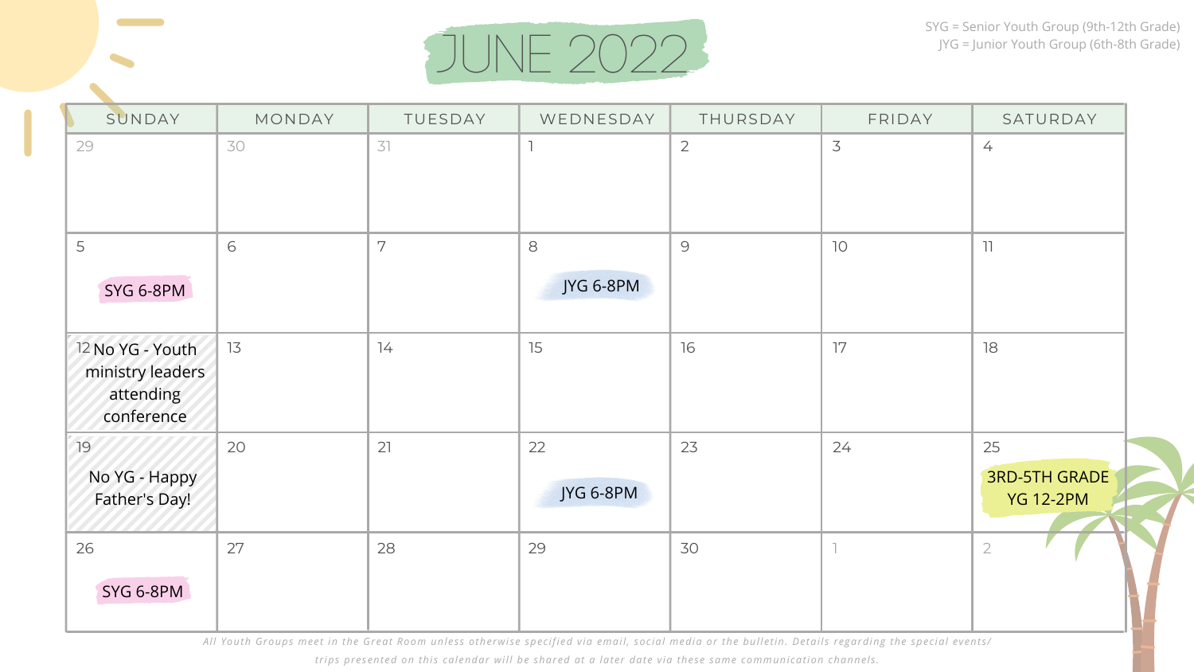# JUNE 2022

SYG = Senior Youth Group (9th-12th Grade)
JYG = Junior Youth Group (6th-8th Grade)

| SUNDAY | MONDAY | TUESDAY | WEDNESDAY | THURSDAY | FRIDAY | SATURDAY |
|---|---|---|---|---|---|---|
| 29 | 30 | 31 | 1 | 2 | 3 | 4 |
| 5 SYG 6-8PM | 6 | 7 | 8 JYG 6-8PM | 9 | 10 | 11 |
| 12 No YG - Youth ministry leaders attending conference | 13 | 14 | 15 | 16 | 17 | 18 |
| 19 No YG - Happy Father's Day! | 20 | 21 | 22 JYG 6-8PM | 23 | 24 | 25 3RD-5TH GRADE YG 12-2PM |
| 26 SYG 6-8PM | 27 | 28 | 29 | 30 | 1 | 2 |

*All Youth Groups meet in the Great Room unless otherwise specified via email, social media or the bulletin. Details regarding the special events/trips presented on this calendar will be shared at a later date via these same communication channels.*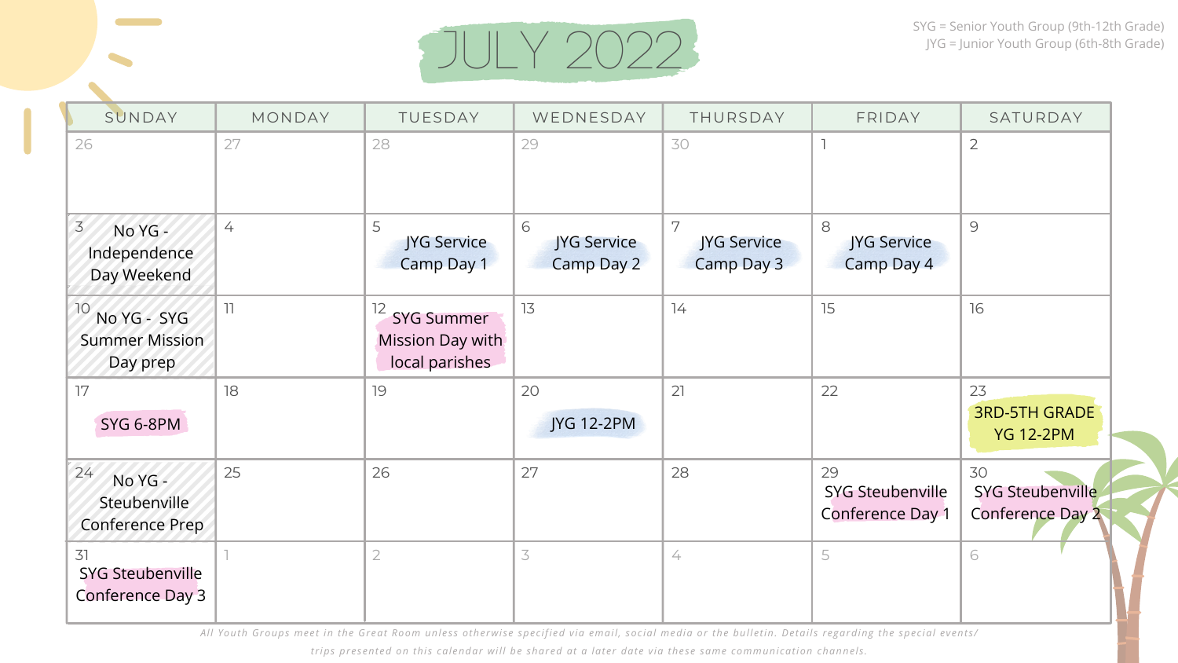# JULY 2022

SYG = Senior Youth Group (9th-12th Grade)
JYG = Junior Youth Group (6th-8th Grade)

| SUNDAY | MONDAY | TUESDAY | WEDNESDAY | THURSDAY | FRIDAY | SATURDAY |
|---|---|---|---|---|---|---|
| 26 | 27 | 28 | 29 | 30 | 1 | 2 |
| 3 No YG - Independence Day Weekend | 4 | 5 JYG Service Camp Day 1 | 6 JYG Service Camp Day 2 | 7 JYG Service Camp Day 3 | 8 JYG Service Camp Day 4 | 9 |
| 10 No YG - SYG Summer Mission Day prep | 11 | 12 SYG Summer Mission Day with local parishes | 13 | 14 | 15 | 16 |
| 17 SYG 6-8PM | 18 | 19 | 20 JYG 12-2PM | 21 | 22 | 23 3RD-5TH GRADE YG 12-2PM |
| 24 No YG - Steubenville Conference Prep | 25 | 26 | 27 | 28 | 29 SYG Steubenville Conference Day 1 | 30 SYG Steubenville Conference Day 2 |
| 31 SYG Steubenville Conference Day 3 | 1 | 2 | 3 | 4 | 5 | 6 |

*All Youth Groups meet in the Great Room unless otherwise specified via email, social media or the bulletin. Details regarding the special events/ trips presented on this calendar will be shared at a later date via these same communication channels.*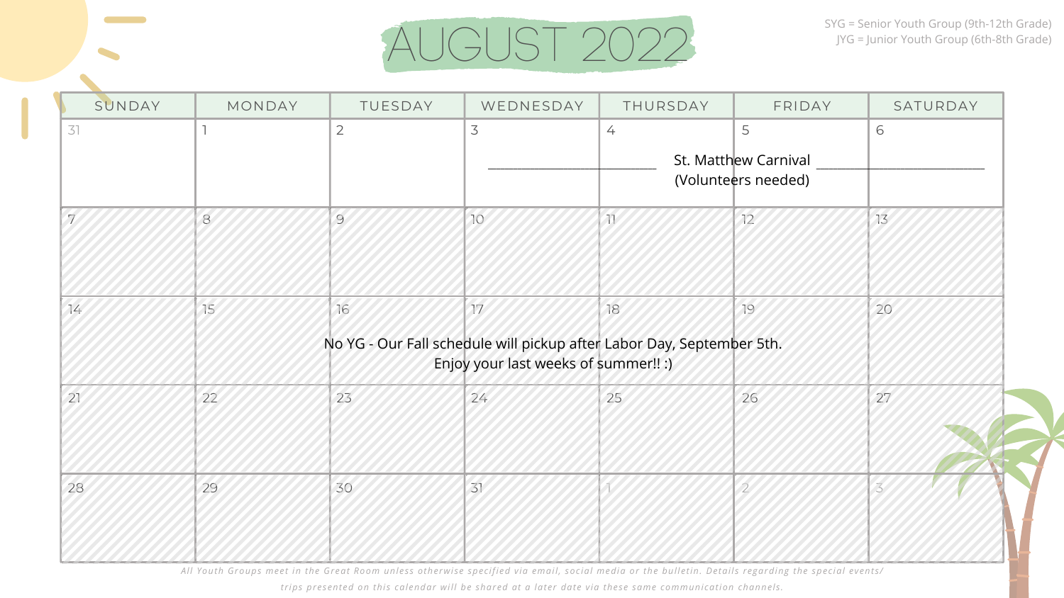# AUGUST 2022

SYG = Senior Youth Group (9th-12th Grade)
JYG = Junior Youth Group (6th-8th Grade)

| SUNDAY | MONDAY | TUESDAY | WEDNESDAY | THURSDAY | FRIDAY | SATURDAY |
| --- | --- | --- | --- | --- | --- | --- |
| 31 | 1 | 2 | 3 | 4 St. Matthew Carnival (Volunteers needed) | 5 | 6 |
| 7 | 8 | 9 | 10 | 11 | 12 | 13 |
| 14 | 15 | 16 No YG - Our Fall schedule will pickup after Labor Day, September 5th. Enjoy your last weeks of summer!! :) | 17 | 18 | 19 | 20 |
| 21 | 22 | 23 | 24 | 25 | 26 | 27 |
| 28 | 29 | 30 | 31 | 1 | 2 | 3 |

*All Youth Groups meet in the Great Room unless otherwise specified via email, social media or the bulletin. Details regarding the special events/trips presented on this calendar will be shared at a later date via these same communication channels.*